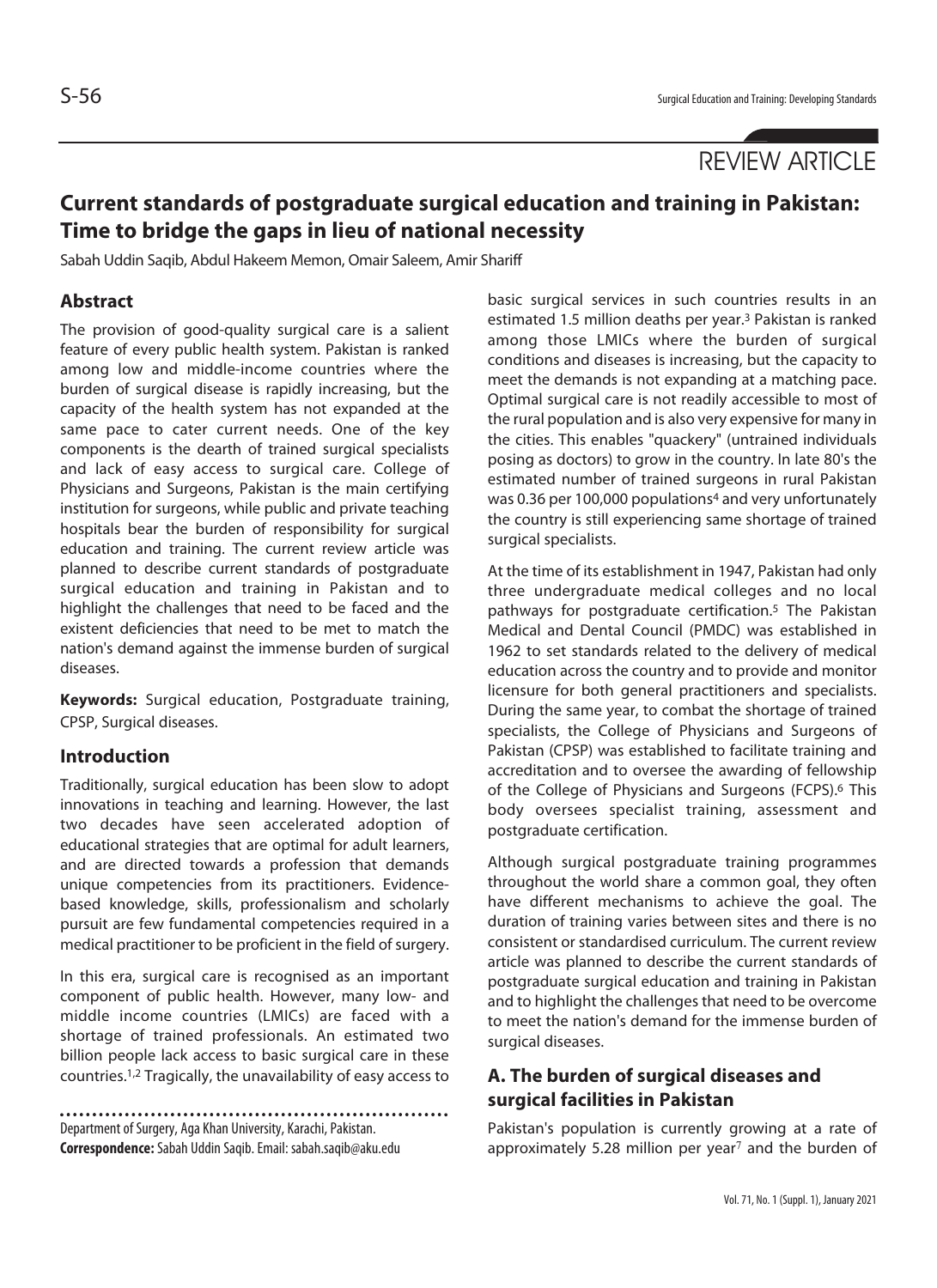REVIEW ARTICLE

# Current standards of postgraduate surgical education and training in Pakistan: Time to bridge the gaps in lieu of national necessity

Sabah Uddin Saqib, Abdul Hakeem Memon, Omair Saleem, Amir Shariff

## Abstract

The provision of good-quality surgical care is a salient feature of every public health system. Pakistan is ranked among low and middle-income countries where the burden of surgical disease is rapidly increasing, but the capacity of the health system has not expanded at the same pace to cater current needs. One of the key components is the dearth of trained surgical specialists and lack of easy access to surgical care. College of Physicians and Surgeons, Pakistan is the main certifying institution for surgeons, while public and private teaching hospitals bear the burden of responsibility for surgical education and training. The current review article was planned to describe current standards of postgraduate surgical education and training in Pakistan and to highlight the challenges that need to be faced and the existent deficiencies that need to be met to match the nation's demand against the immense burden of surgical diseases.

**Keywords:** Surgical education, Postgraduate training, CPSP, Surgical diseases.

## Introduction

Traditionally, surgical education has been slow to adopt innovations in teaching and learning. However, the last two decades have seen accelerated adoption of educational strategies that are optimal for adult learners, and are directed towards a profession that demands unique competencies from its practitioners. Evidence-based knowledge, skills, professionalism and scholarly pursuit are few fundamental competencies required in a medical practitioner to be proficient in the field of surgery.

In this era, surgical care is recognised as an important component of public health. However, many low- and middle income countries (LMICs) are faced with a shortage of trained professionals. An estimated two billion people lack access to basic surgical care in these countries.[1,2] Tragically, the unavailability of easy access to basic surgical services in such countries results in an estimated 1.5 million deaths per year.[3] Pakistan is ranked among those LMICs where the burden of surgical conditions and diseases is increasing, but the capacity to meet the demands is not expanding at a matching pace. Optimal surgical care is not readily accessible to most of the rural population and is also very expensive for many in the cities. This enables "quackery" (untrained individuals posing as doctors) to grow in the country. In late 80's the estimated number of trained surgeons in rural Pakistan was 0.36 per 100,000 populations[4] and very unfortunately the country is still experiencing same shortage of trained surgical specialists.

At the time of its establishment in 1947, Pakistan had only three undergraduate medical colleges and no local pathways for postgraduate certification.[5] The Pakistan Medical and Dental Council (PMDC) was established in 1962 to set standards related to the delivery of medical education across the country and to provide and monitor licensure for both general practitioners and specialists. During the same year, to combat the shortage of trained specialists, the College of Physicians and Surgeons of Pakistan (CPSP) was established to facilitate training and accreditation and to oversee the awarding of fellowship of the College of Physicians and Surgeons (FCPS).[6] This body oversees specialist training, assessment and postgraduate certification.

Although surgical postgraduate training programmes throughout the world share a common goal, they often have different mechanisms to achieve the goal. The duration of training varies between sites and there is no consistent or standardised curriculum. The current review article was planned to describe the current standards of postgraduate surgical education and training in Pakistan and to highlight the challenges that need to be overcome to meet the nation's demand for the immense burden of surgical diseases.

## A. The burden of surgical diseases and surgical facilities in Pakistan

Pakistan's population is currently growing at a rate of approximately 5.28 million per year[7] and the burden of

Department of Surgery, Aga Khan University, Karachi, Pakistan.
**Correspondence:** Sabah Uddin Saqib. Email: sabah.saqib@aku.edu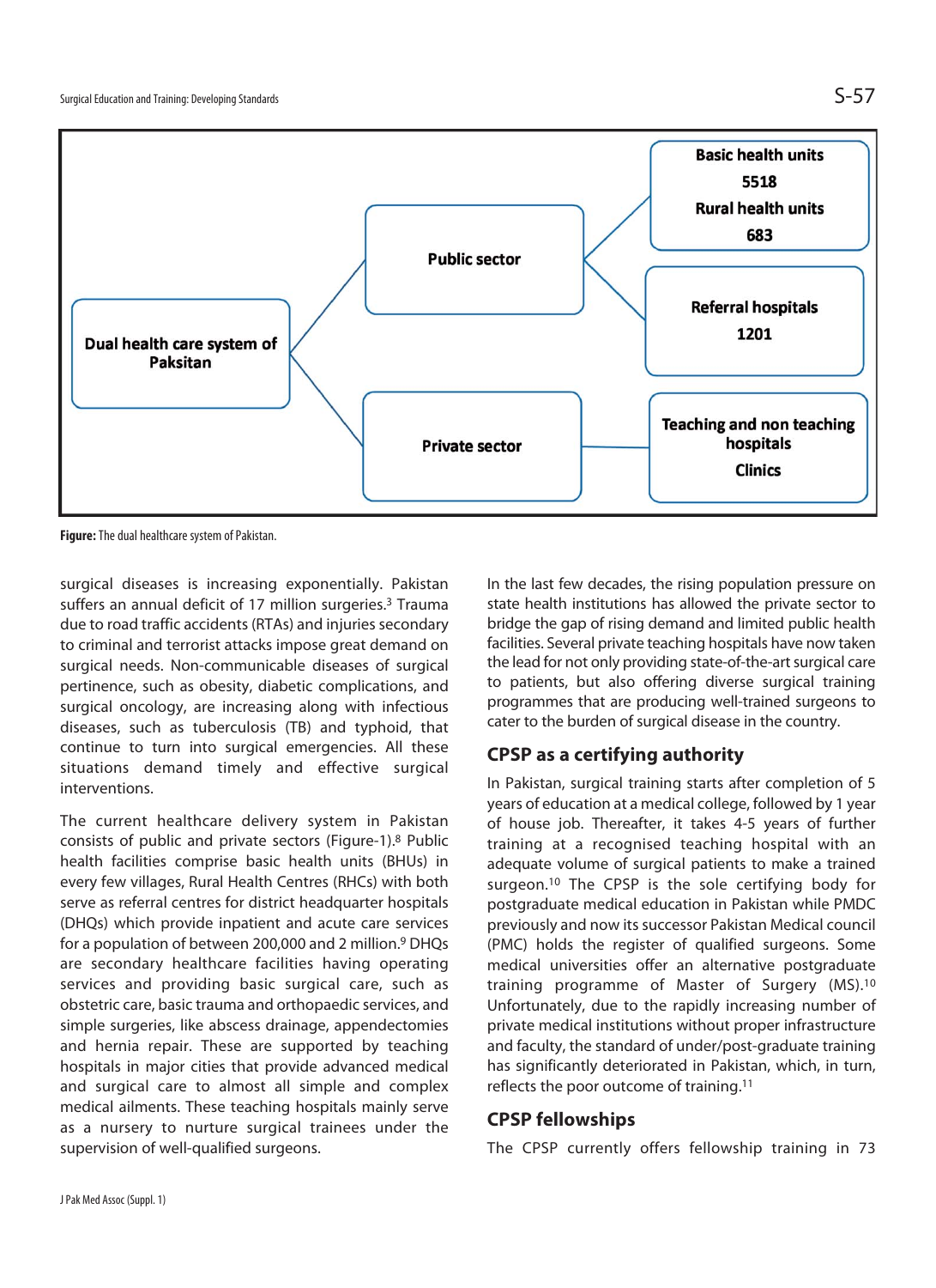Dual health care system of Paksitan

Public sector

Private sector

Basic health units
5518
Rural health units
683

Referral hospitals
1201

Teaching and non teaching hospitals
Clinics

**Figure:** The dual healthcare system of Pakistan.

surgical diseases is increasing exponentially. Pakistan suffers an annual deficit of 17 million surgeries.[3] Trauma due to road traffic accidents (RTAs) and injuries secondary to criminal and terrorist attacks impose great demand on surgical needs. Non-communicable diseases of surgical pertinence, such as obesity, diabetic complications, and surgical oncology, are increasing along with infectious diseases, such as tuberculosis (TB) and typhoid, that continue to turn into surgical emergencies. All these situations demand timely and effective surgical interventions.

The current healthcare delivery system in Pakistan consists of public and private sectors (Figure-1).[8] Public health facilities comprise basic health units (BHUs) in every few villages, Rural Health Centres (RHCs) with both serve as referral centres for district headquarter hospitals (DHQs) which provide inpatient and acute care services for a population of between 200,000 and 2 million.[9] DHQs are secondary healthcare facilities having operating services and providing basic surgical care, such as obstetric care, basic trauma and orthopaedic services, and simple surgeries, like abscess drainage, appendectomies and hernia repair. These are supported by teaching hospitals in major cities that provide advanced medical and surgical care to almost all simple and complex medical ailments. These teaching hospitals mainly serve as a nursery to nurture surgical trainees under the supervision of well-qualified surgeons.

In the last few decades, the rising population pressure on state health institutions has allowed the private sector to bridge the gap of rising demand and limited public health facilities. Several private teaching hospitals have now taken the lead for not only providing state-of-the-art surgical care to patients, but also offering diverse surgical training programmes that are producing well-trained surgeons to cater to the burden of surgical disease in the country.

## CPSP as a certifying authority

In Pakistan, surgical training starts after completion of 5 years of education at a medical college, followed by 1 year of house job. Thereafter, it takes 4-5 years of further training at a recognised teaching hospital with an adequate volume of surgical patients to make a trained surgeon.[10] The CPSP is the sole certifying body for postgraduate medical education in Pakistan while PMDC previously and now its successor Pakistan Medical council (PMC) holds the register of qualified surgeons. Some medical universities offer an alternative postgraduate training programme of Master of Surgery (MS).[10] Unfortunately, due to the rapidly increasing number of private medical institutions without proper infrastructure and faculty, the standard of under/post-graduate training has significantly deteriorated in Pakistan, which, in turn, reflects the poor outcome of training.[11]

## CPSP fellowships

The CPSP currently offers fellowship training in 73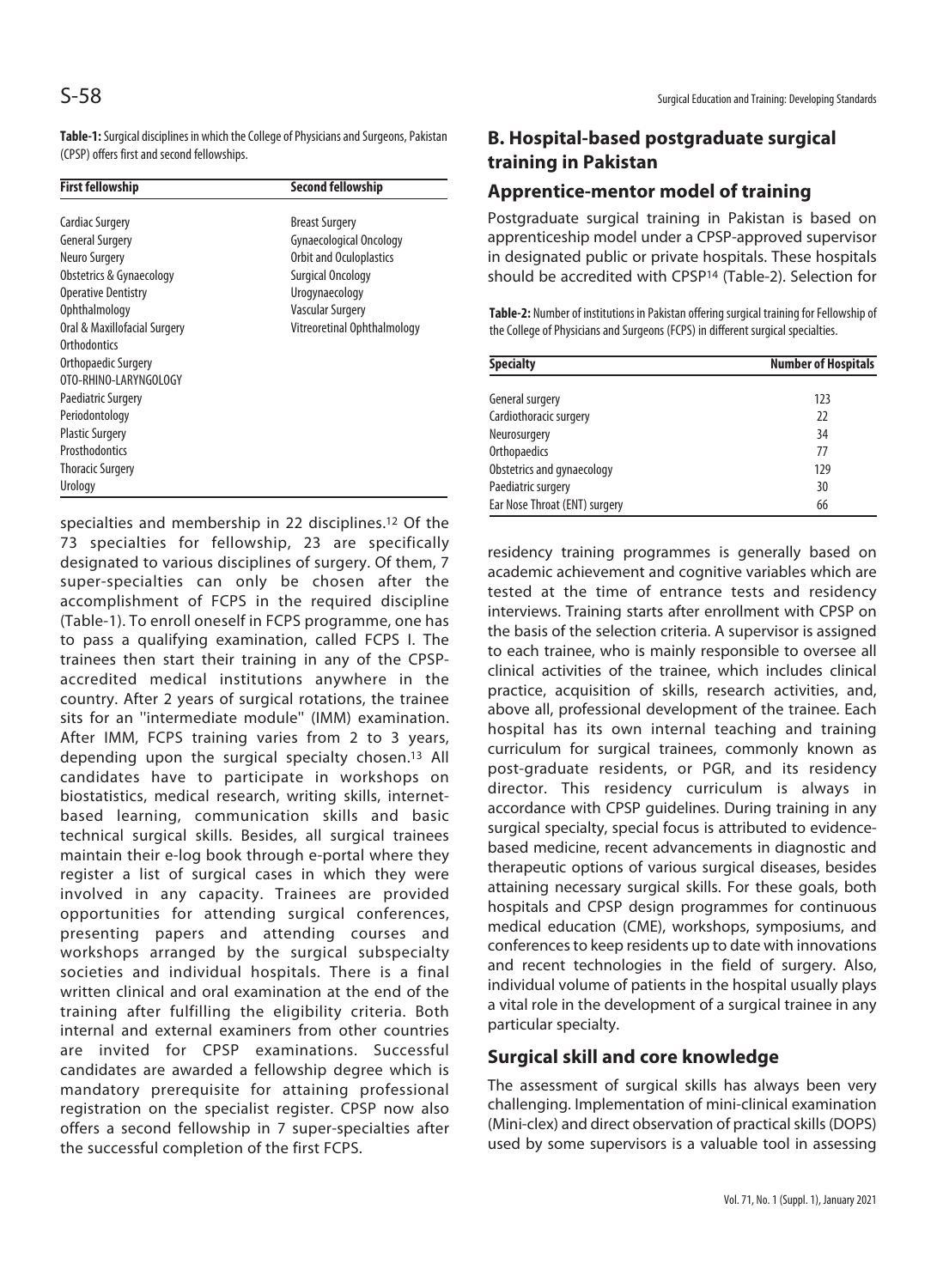**Table-1:** Surgical disciplines in which the College of Physicians and Surgeons, Pakistan (CPSP) offers first and second fellowships.

| First fellowship | Second fellowship |
|---|---|
| Cardiac Surgery | Breast Surgery |
| General Surgery | Gynaecological Oncology |
| Neuro Surgery | Orbit and Oculoplastics |
| Obstetrics & Gynaecology | Surgical Oncology |
| Operative Dentistry | Urogynaecology |
| Ophthalmology | Vascular Surgery |
| Oral & Maxillofacial Surgery | Vitreoretinal Ophthalmology |
| Orthodontics | |
| Orthopaedic Surgery | |
| OTO-RHINO-LARYNGOLOGY | |
| Paediatric Surgery | |
| Periodontology | |
| Plastic Surgery | |
| Prosthodontics | |
| Thoracic Surgery | |
| Urology | |

specialties and membership in 22 disciplines.[12] Of the 73 specialties for fellowship, 23 are specifically designated to various disciplines of surgery. Of them, 7 super-specialties can only be chosen after the accomplishment of FCPS in the required discipline (Table-1). To enroll oneself in FCPS programme, one has to pass a qualifying examination, called FCPS I. The trainees then start their training in any of the CPSP-accredited medical institutions anywhere in the country. After 2 years of surgical rotations, the trainee sits for an "intermediate module" (IMM) examination. After IMM, FCPS training varies from 2 to 3 years, depending upon the surgical specialty chosen.[13] All candidates have to participate in workshops on biostatistics, medical research, writing skills, internet-based learning, communication skills and basic technical surgical skills. Besides, all surgical trainees maintain their e-log book through e-portal where they register a list of surgical cases in which they were involved in any capacity. Trainees are provided opportunities for attending surgical conferences, presenting papers and attending courses and workshops arranged by the surgical subspecialty societies and individual hospitals. There is a final written clinical and oral examination at the end of the training after fulfilling the eligibility criteria. Both internal and external examiners from other countries are invited for CPSP examinations. Successful candidates are awarded a fellowship degree which is mandatory prerequisite for attaining professional registration on the specialist register. CPSP now also offers a second fellowship in 7 super-specialties after the successful completion of the first FCPS.

## B. Hospital-based postgraduate surgical training in Pakistan

### Apprentice-mentor model of training

Postgraduate surgical training in Pakistan is based on apprenticeship model under a CPSP-approved supervisor in designated public or private hospitals. These hospitals should be accredited with CPSP[14] (Table-2). Selection for residency training programmes is generally based on academic achievement and cognitive variables which are tested at the time of entrance tests and residency interviews. Training starts after enrollment with CPSP on the basis of the selection criteria. A supervisor is assigned to each trainee, who is mainly responsible to oversee all clinical activities of the trainee, which includes clinical practice, acquisition of skills, research activities, and, above all, professional development of the trainee. Each hospital has its own internal teaching and training curriculum for surgical trainees, commonly known as post-graduate residents, or PGR, and its residency director. This residency curriculum is always in accordance with CPSP guidelines. During training in any surgical specialty, special focus is attributed to evidence-based medicine, recent advancements in diagnostic and therapeutic options of various surgical diseases, besides attaining necessary surgical skills. For these goals, both hospitals and CPSP design programmes for continuous medical education (CME), workshops, symposiums, and conferences to keep residents up to date with innovations and recent technologies in the field of surgery. Also, individual volume of patients in the hospital usually plays a vital role in the development of a surgical trainee in any particular specialty.

**Table-2:** Number of institutions in Pakistan offering surgical training for Fellowship of the College of Physicians and Surgeons (FCPS) in different surgical specialties.

| Specialty | Number of Hospitals |
|---|---|
| General surgery | 123 |
| Cardiothoracic surgery | 22 |
| Neurosurgery | 34 |
| Orthopaedics | 77 |
| Obstetrics and gynaecology | 129 |
| Paediatric surgery | 30 |
| Ear Nose Throat (ENT) surgery | 66 |

### Surgical skill and core knowledge

The assessment of surgical skills has always been very challenging. Implementation of mini-clinical examination (Mini-clex) and direct observation of practical skills (DOPS) used by some supervisors is a valuable tool in assessing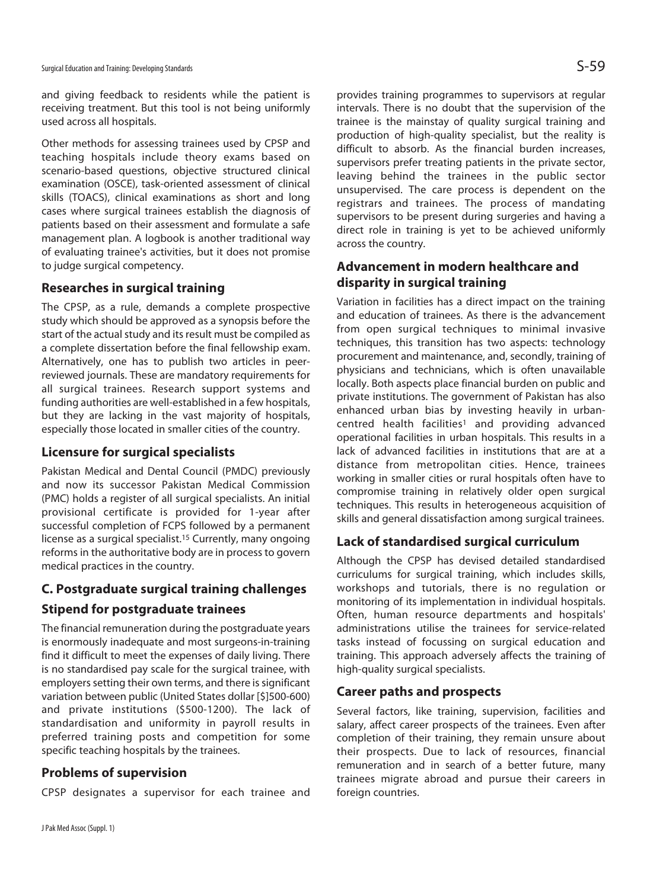and giving feedback to residents while the patient is receiving treatment. But this tool is not being uniformly used across all hospitals.

Other methods for assessing trainees used by CPSP and teaching hospitals include theory exams based on scenario-based questions, objective structured clinical examination (OSCE), task-oriented assessment of clinical skills (TOACS), clinical examinations as short and long cases where surgical trainees establish the diagnosis of patients based on their assessment and formulate a safe management plan. A logbook is another traditional way of evaluating trainee's activities, but it does not promise to judge surgical competency.

### Researches in surgical training

The CPSP, as a rule, demands a complete prospective study which should be approved as a synopsis before the start of the actual study and its result must be compiled as a complete dissertation before the final fellowship exam. Alternatively, one has to publish two articles in peer-reviewed journals. These are mandatory requirements for all surgical trainees. Research support systems and funding authorities are well-established in a few hospitals, but they are lacking in the vast majority of hospitals, especially those located in smaller cities of the country.

### Licensure for surgical specialists

Pakistan Medical and Dental Council (PMDC) previously and now its successor Pakistan Medical Commission (PMC) holds a register of all surgical specialists. An initial provisional certificate is provided for 1-year after successful completion of FCPS followed by a permanent license as a surgical specialist.[15] Currently, many ongoing reforms in the authoritative body are in process to govern medical practices in the country.

## C. Postgraduate surgical training challenges

### Stipend for postgraduate trainees

The financial remuneration during the postgraduate years is enormously inadequate and most surgeons-in-training find it difficult to meet the expenses of daily living. There is no standardised pay scale for the surgical trainee, with employers setting their own terms, and there is significant variation between public (United States dollar [$]500-600) and private institutions ($500-1200). The lack of standardisation and uniformity in payroll results in preferred training posts and competition for some specific teaching hospitals by the trainees.

### Problems of supervision

CPSP designates a supervisor for each trainee and provides training programmes to supervisors at regular intervals. There is no doubt that the supervision of the trainee is the mainstay of quality surgical training and production of high-quality specialist, but the reality is difficult to absorb. As the financial burden increases, supervisors prefer treating patients in the private sector, leaving behind the trainees in the public sector unsupervised. The care process is dependent on the registrars and trainees. The process of mandating supervisors to be present during surgeries and having a direct role in training is yet to be achieved uniformly across the country.

### Advancement in modern healthcare and disparity in surgical training

Variation in facilities has a direct impact on the training and education of trainees. As there is the advancement from open surgical techniques to minimal invasive techniques, this transition has two aspects: technology procurement and maintenance, and, secondly, training of physicians and technicians, which is often unavailable locally. Both aspects place financial burden on public and private institutions. The government of Pakistan has also enhanced urban bias by investing heavily in urban-centred health facilities[1] and providing advanced operational facilities in urban hospitals. This results in a lack of advanced facilities in institutions that are at a distance from metropolitan cities. Hence, trainees working in smaller cities or rural hospitals often have to compromise training in relatively older open surgical techniques. This results in heterogeneous acquisition of skills and general dissatisfaction among surgical trainees.

### Lack of standardised surgical curriculum

Although the CPSP has devised detailed standardised curriculums for surgical training, which includes skills, workshops and tutorials, there is no regulation or monitoring of its implementation in individual hospitals. Often, human resource departments and hospitals' administrations utilise the trainees for service-related tasks instead of focussing on surgical education and training. This approach adversely affects the training of high-quality surgical specialists.

### Career paths and prospects

Several factors, like training, supervision, facilities and salary, affect career prospects of the trainees. Even after completion of their training, they remain unsure about their prospects. Due to lack of resources, financial remuneration and in search of a better future, many trainees migrate abroad and pursue their careers in foreign countries.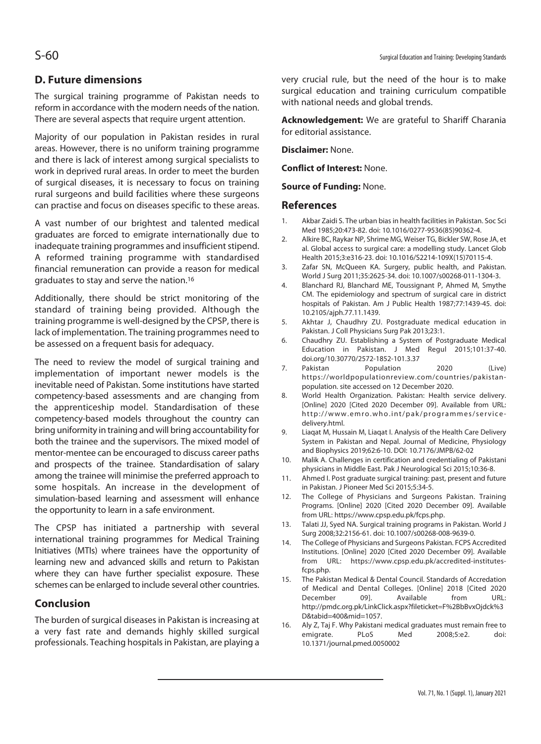## D. Future dimensions

The surgical training programme of Pakistan needs to reform in accordance with the modern needs of the nation. There are several aspects that require urgent attention.

Majority of our population in Pakistan resides in rural areas. However, there is no uniform training programme and there is lack of interest among surgical specialists to work in deprived rural areas. In order to meet the burden of surgical diseases, it is necessary to focus on training rural surgeons and build facilities where these surgeons can practise and focus on diseases specific to these areas.

A vast number of our brightest and talented medical graduates are forced to emigrate internationally due to inadequate training programmes and insufficient stipend. A reformed training programme with standardised financial remuneration can provide a reason for medical graduates to stay and serve the nation.[16]

Additionally, there should be strict monitoring of the standard of training being provided. Although the training programme is well-designed by the CPSP, there is lack of implementation. The training programmes need to be assessed on a frequent basis for adequacy.

The need to review the model of surgical training and implementation of important newer models is the inevitable need of Pakistan. Some institutions have started competency-based assessments and are changing from the apprenticeship model. Standardisation of these competency-based models throughout the country can bring uniformity in training and will bring accountability for both the trainee and the supervisors. The mixed model of mentor-mentee can be encouraged to discuss career paths and prospects of the trainee. Standardisation of salary among the trainee will minimise the preferred approach to some hospitals. An increase in the development of simulation-based learning and assessment will enhance the opportunity to learn in a safe environment.

The CPSP has initiated a partnership with several international training programmes for Medical Training Initiatives (MTIs) where trainees have the opportunity of learning new and advanced skills and return to Pakistan where they can have further specialist exposure. These schemes can be enlarged to include several other countries.

## Conclusion

The burden of surgical diseases in Pakistan is increasing at a very fast rate and demands highly skilled surgical professionals. Teaching hospitals in Pakistan, are playing a very crucial rule, but the need of the hour is to make surgical education and training curriculum compatible with national needs and global trends.

**Acknowledgement:** We are grateful to Shariff Charania for editorial assistance.

**Disclaimer:** None.

**Conflict of Interest:** None.

**Source of Funding:** None.

## References

1. Akbar Zaidi S. The urban bias in health facilities in Pakistan. Soc Sci Med 1985;20:473-82. doi: 10.1016/0277-9536(85)90362-4.
2. Alkire BC, Raykar NP, Shrime MG, Weiser TG, Bickler SW, Rose JA, et al. Global access to surgical care: a modelling study. Lancet Glob Health 2015;3:e316-23. doi: 10.1016/S2214-109X(15)70115-4.
3. Zafar SN, McQueen KA. Surgery, public health, and Pakistan. World J Surg 2011;35:2625-34. doi: 10.1007/s00268-011-1304-3.
4. Blanchard RJ, Blanchard ME, Toussignant P, Ahmed M, Smythe CM. The epidemiology and spectrum of surgical care in district hospitals of Pakistan. Am J Public Health 1987;77:1439-45. doi: 10.2105/ajph.77.11.1439.
5. Akhtar J, Chaudhry ZU. Postgraduate medical education in Pakistan. J Coll Physicians Surg Pak 2013;23:1.
6. Chaudhry ZU. Establishing a System of Postgraduate Medical Education in Pakistan. J Med Regul 2015;101:37-40. doi.org/10.30770/2572-1852-101.3.37
7. Pakistan Population 2020 (Live) https://worldpopulationreview.com/countries/pakistan-population. site accessed on 12 December 2020.
8. World Health Organization. Pakistan: Health service delivery. [Online] 2020 [Cited 2020 December 09]. Available from URL: http://www.emro.who.int/pak/programmes/service-delivery.html.
9. Liaqat M, Hussain M, Liaqat I. Analysis of the Health Care Delivery System in Pakistan and Nepal. Journal of Medicine, Physiology and Biophysics 2019;62:6-10. DOI: 10.7176/JMPB/62-02
10. Malik A. Challenges in certification and credentialing of Pakistani physicians in Middle East. Pak J Neurological Sci 2015;10:36-8.
11. Ahmed I. Post graduate surgical training: past, present and future in Pakistan. J Pioneer Med Sci 2015;5:34-5.
12. The College of Physicians and Surgeons Pakistan. Training Programs. [Online] 2020 [Cited 2020 December 09]. Available from URL: https://www.cpsp.edu.pk/fcps.php.
13. Talati JJ, Syed NA. Surgical training programs in Pakistan. World J Surg 2008;32:2156-61. doi: 10.1007/s00268-008-9639-0.
14. The College of Physicians and Surgeons Pakistan. FCPS Accredited Institutions. [Online] 2020 [Cited 2020 December 09]. Available from URL: https://www.cpsp.edu.pk/accredited-institutes-fcps.php.
15. The Pakistan Medical & Dental Council. Standards of Accredation of Medical and Dental Colleges. [Online] 2018 [Cited 2020 December 09]. Available from URL: http://pmdc.org.pk/LinkClick.aspx?fileticket=F%2BbBvxOjdck%3D&tabid=400&mid=1057.
16. Aly Z, Taj F. Why Pakistani medical graduates must remain free to emigrate. PLoS Med 2008;5:e2. doi: 10.1371/journal.pmed.0050002